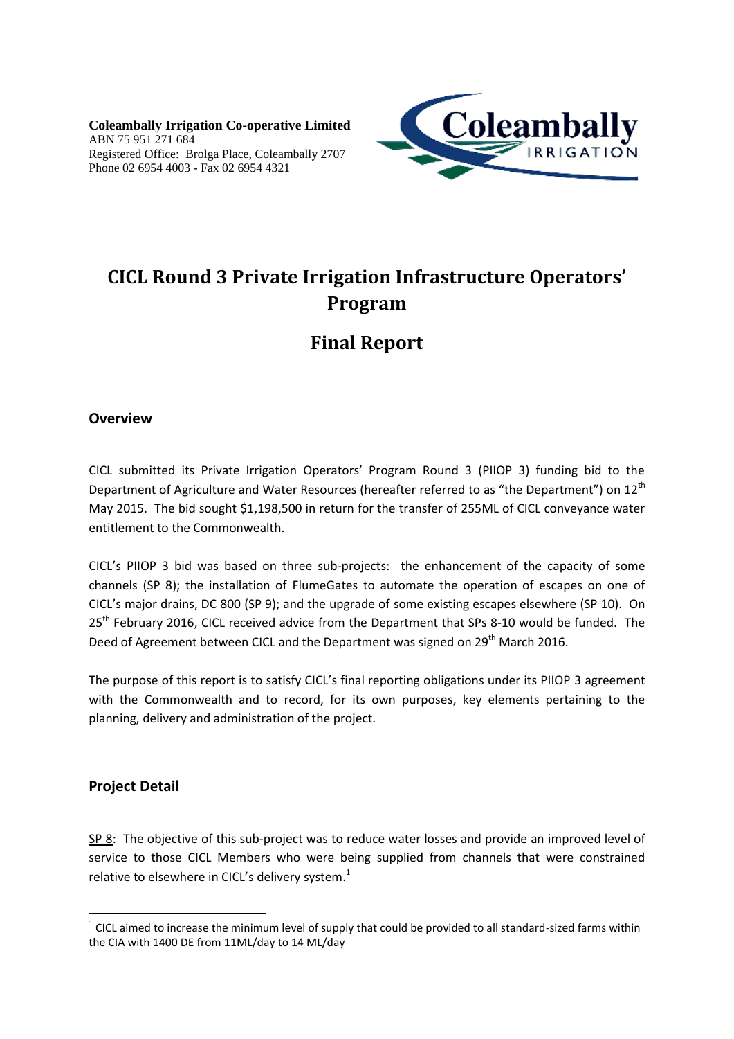**Coleambally Irrigation Co-operative Limited**
ABN 75 951 271 684
Registered Office: Brolga Place, Coleambally 2707
Phone 02 6954 4003 - Fax 02 6954 4321

# CICL Round 3 Private Irrigation Infrastructure Operators' Program

# Final Report

## Overview

CICL submitted its Private Irrigation Operators' Program Round 3 (PIIOP 3) funding bid to the Department of Agriculture and Water Resources (hereafter referred to as "the Department") on 12th May 2015. The bid sought $1,198,500 in return for the transfer of 255ML of CICL conveyance water entitlement to the Commonwealth.

CICL's PIIOP 3 bid was based on three sub-projects: the enhancement of the capacity of some channels (SP 8); the installation of FlumeGates to automate the operation of escapes on one of CICL's major drains, DC 800 (SP 9); and the upgrade of some existing escapes elsewhere (SP 10). On 25th February 2016, CICL received advice from the Department that SPs 8-10 would be funded. The Deed of Agreement between CICL and the Department was signed on 29th March 2016.

The purpose of this report is to satisfy CICL's final reporting obligations under its PIIOP 3 agreement with the Commonwealth and to record, for its own purposes, key elements pertaining to the planning, delivery and administration of the project.

## Project Detail

<u>SP 8</u>: The objective of this sub-project was to reduce water losses and provide an improved level of service to those CICL Members who were being supplied from channels that were constrained relative to elsewhere in CICL's delivery system.[1]

[1] CICL aimed to increase the minimum level of supply that could be provided to all standard-sized farms within the CIA with 1400 DE from 11ML/day to 14 ML/day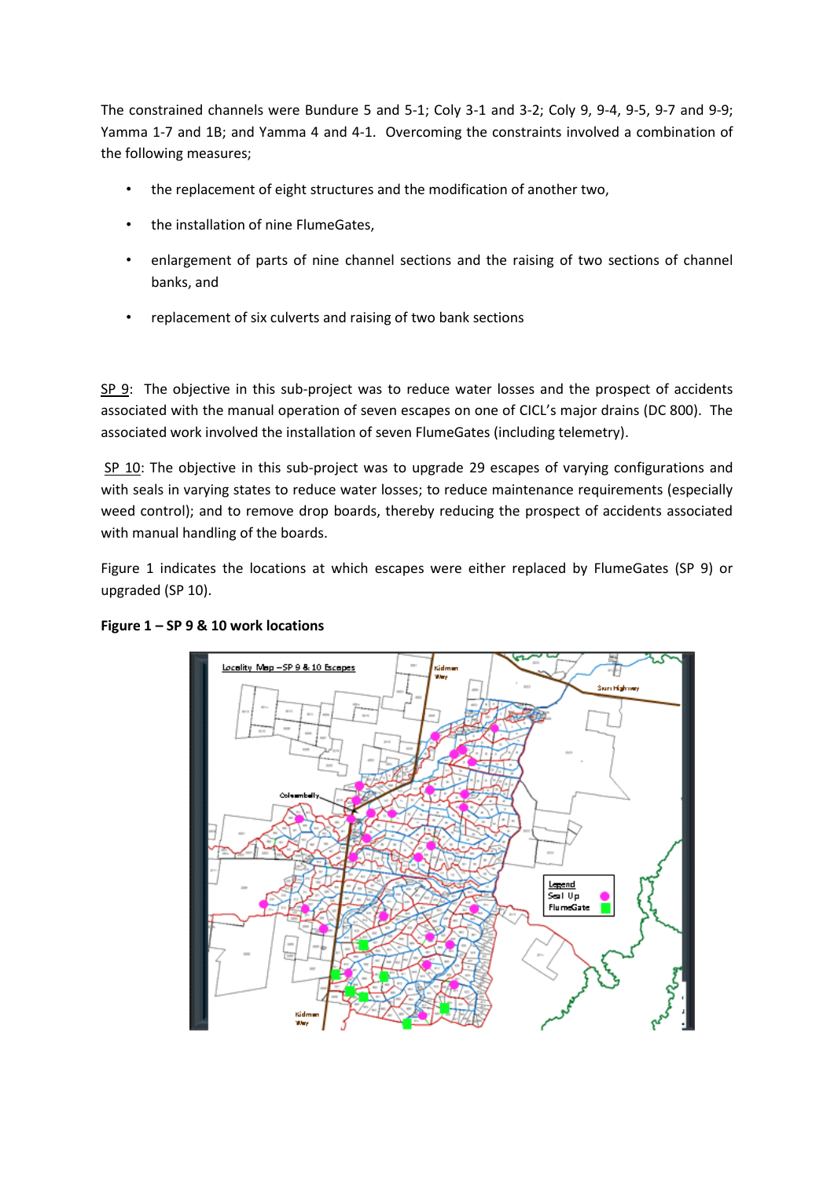The constrained channels were Bundure 5 and 5-1; Coly 3-1 and 3-2; Coly 9, 9-4, 9-5, 9-7 and 9-9; Yamma 1-7 and 1B; and Yamma 4 and 4-1. Overcoming the constraints involved a combination of the following measures;

- the replacement of eight structures and the modification of another two,
- the installation of nine FlumeGates,
- enlargement of parts of nine channel sections and the raising of two sections of channel banks, and
- replacement of six culverts and raising of two bank sections

SP 9: The objective in this sub-project was to reduce water losses and the prospect of accidents associated with the manual operation of seven escapes on one of CICL's major drains (DC 800). The associated work involved the installation of seven FlumeGates (including telemetry).

SP 10: The objective in this sub-project was to upgrade 29 escapes of varying configurations and with seals in varying states to reduce water losses; to reduce maintenance requirements (especially weed control); and to remove drop boards, thereby reducing the prospect of accidents associated with manual handling of the boards.

Figure 1 indicates the locations at which escapes were either replaced by FlumeGates (SP 9) or upgraded (SP 10).

**Figure 1 – SP 9 & 10 work locations**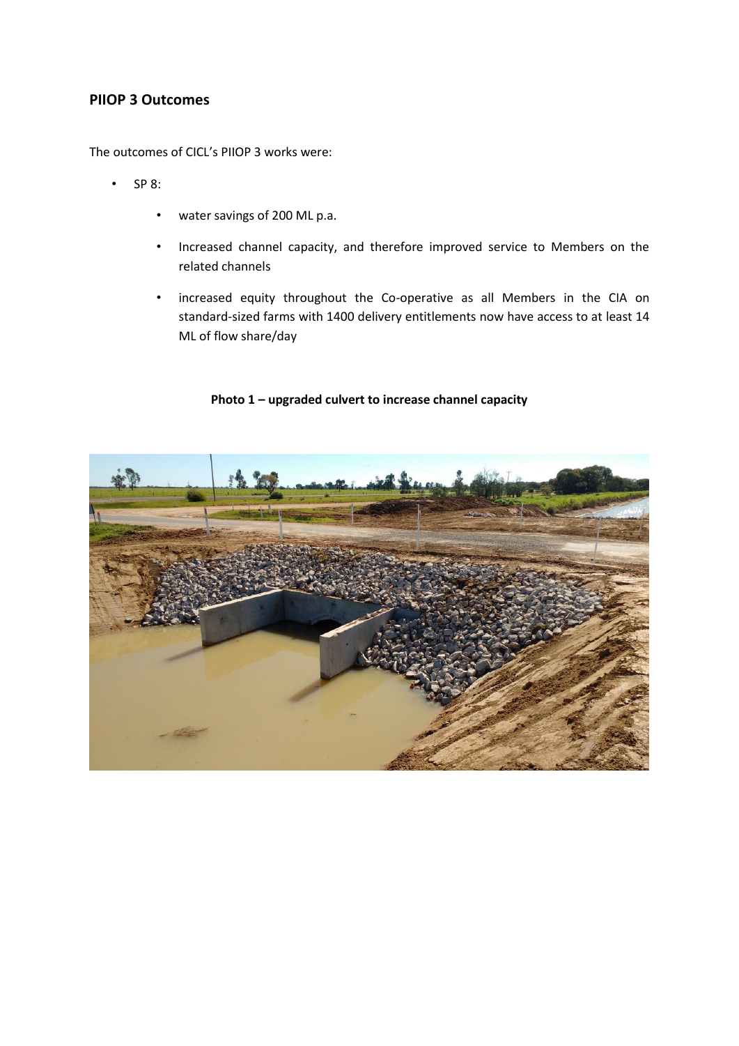## PIIOP 3 Outcomes

The outcomes of CICL's PIIOP 3 works were:

- SP 8:
  - water savings of 200 ML p.a.
  - Increased channel capacity, and therefore improved service to Members on the related channels
  - increased equity throughout the Co-operative as all Members in the CIA on standard-sized farms with 1400 delivery entitlements now have access to at least 14 ML of flow share/day

**Photo 1 – upgraded culvert to increase channel capacity**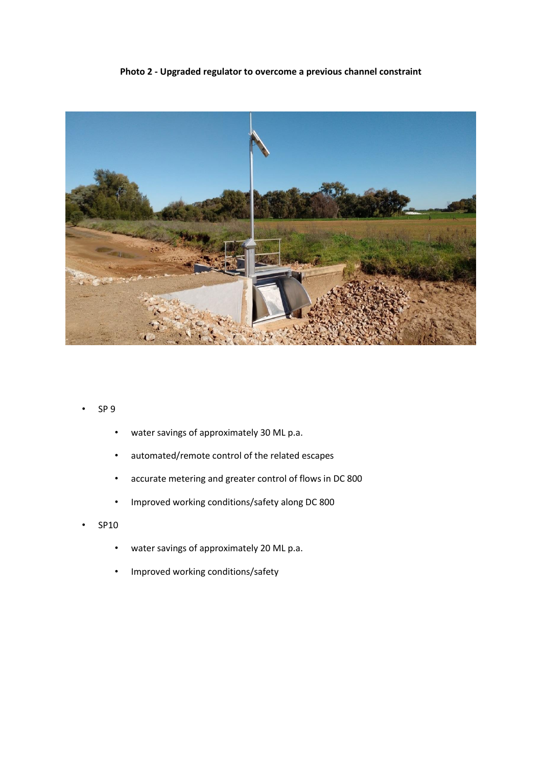**Photo 2 - Upgraded regulator to overcome a previous channel constraint**

- SP 9
  - water savings of approximately 30 ML p.a.
  - automated/remote control of the related escapes
  - accurate metering and greater control of flows in DC 800
  - Improved working conditions/safety along DC 800
- SP10
  - water savings of approximately 20 ML p.a.
  - Improved working conditions/safety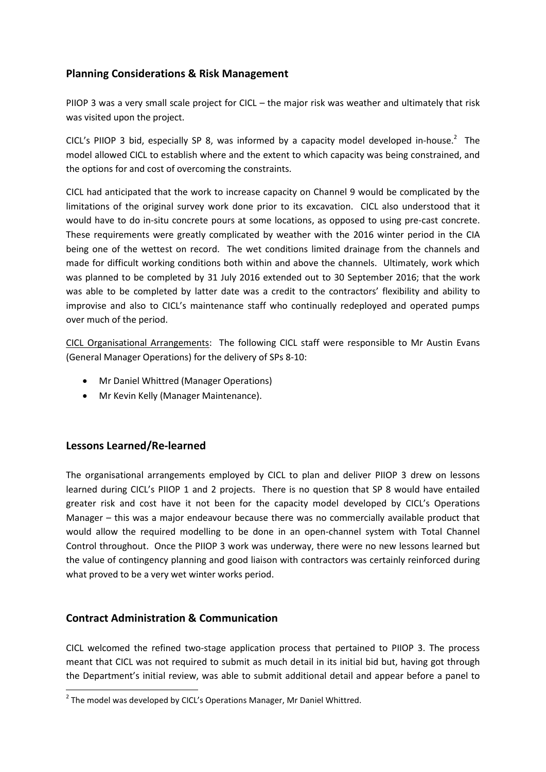## Planning Considerations & Risk Management

PIIOP 3 was a very small scale project for CICL – the major risk was weather and ultimately that risk was visited upon the project.

CICL's PIIOP 3 bid, especially SP 8, was informed by a capacity model developed in-house.[2] The model allowed CICL to establish where and the extent to which capacity was being constrained, and the options for and cost of overcoming the constraints.

CICL had anticipated that the work to increase capacity on Channel 9 would be complicated by the limitations of the original survey work done prior to its excavation. CICL also understood that it would have to do in-situ concrete pours at some locations, as opposed to using pre-cast concrete. These requirements were greatly complicated by weather with the 2016 winter period in the CIA being one of the wettest on record. The wet conditions limited drainage from the channels and made for difficult working conditions both within and above the channels. Ultimately, work which was planned to be completed by 31 July 2016 extended out to 30 September 2016; that the work was able to be completed by latter date was a credit to the contractors' flexibility and ability to improvise and also to CICL's maintenance staff who continually redeployed and operated pumps over much of the period.

<u>CICL Organisational Arrangements</u>: The following CICL staff were responsible to Mr Austin Evans (General Manager Operations) for the delivery of SPs 8-10:

- Mr Daniel Whittred (Manager Operations)
- Mr Kevin Kelly (Manager Maintenance).

## Lessons Learned/Re-learned

The organisational arrangements employed by CICL to plan and deliver PIIOP 3 drew on lessons learned during CICL's PIIOP 1 and 2 projects. There is no question that SP 8 would have entailed greater risk and cost have it not been for the capacity model developed by CICL's Operations Manager – this was a major endeavour because there was no commercially available product that would allow the required modelling to be done in an open-channel system with Total Channel Control throughout. Once the PIIOP 3 work was underway, there were no new lessons learned but the value of contingency planning and good liaison with contractors was certainly reinforced during what proved to be a very wet winter works period.

## Contract Administration & Communication

CICL welcomed the refined two-stage application process that pertained to PIIOP 3. The process meant that CICL was not required to submit as much detail in its initial bid but, having got through the Department's initial review, was able to submit additional detail and appear before a panel to

---

[2] The model was developed by CICL's Operations Manager, Mr Daniel Whittred.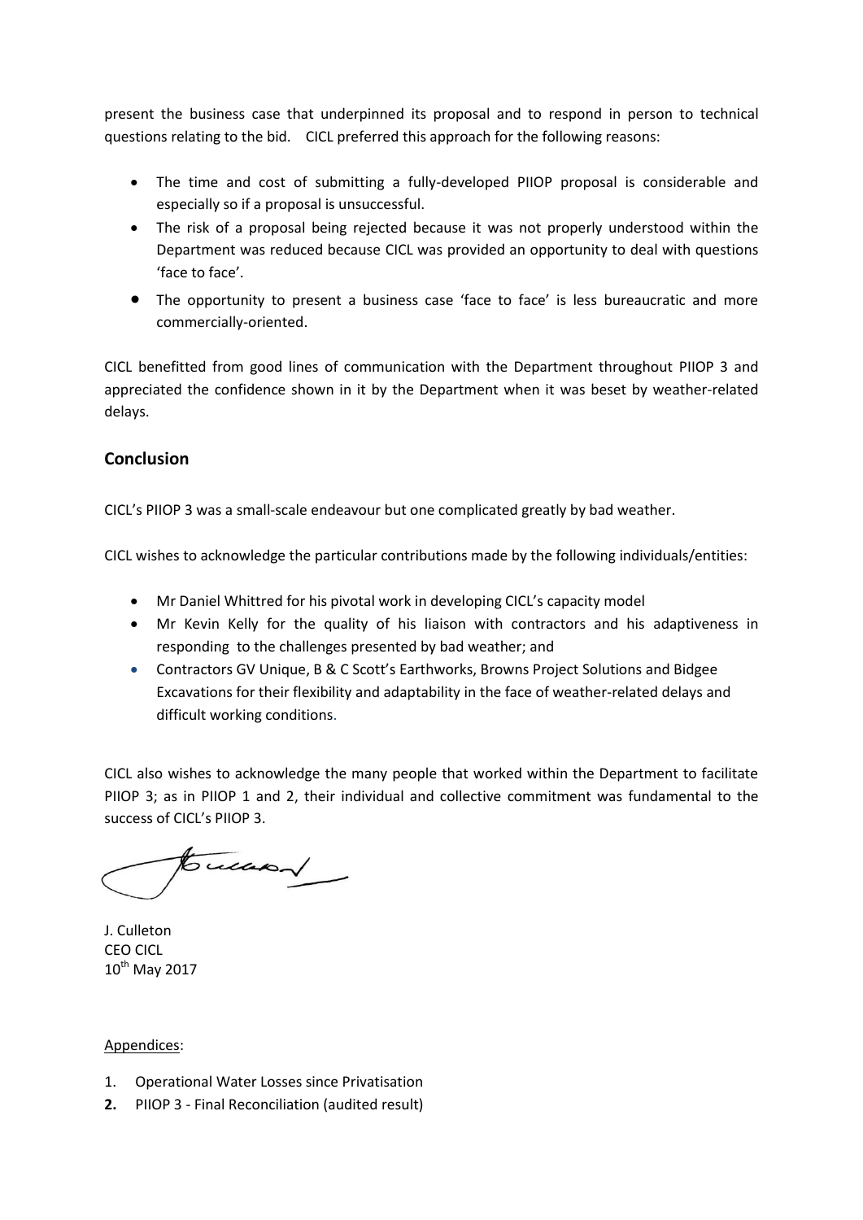present the business case that underpinned its proposal and to respond in person to technical questions relating to the bid. CICL preferred this approach for the following reasons:

- The time and cost of submitting a fully-developed PIIOP proposal is considerable and especially so if a proposal is unsuccessful.
- The risk of a proposal being rejected because it was not properly understood within the Department was reduced because CICL was provided an opportunity to deal with questions 'face to face'.
- The opportunity to present a business case 'face to face' is less bureaucratic and more commercially-oriented.

CICL benefitted from good lines of communication with the Department throughout PIIOP 3 and appreciated the confidence shown in it by the Department when it was beset by weather-related delays.

## Conclusion

CICL's PIIOP 3 was a small-scale endeavour but one complicated greatly by bad weather.

CICL wishes to acknowledge the particular contributions made by the following individuals/entities:

- Mr Daniel Whittred for his pivotal work in developing CICL's capacity model
- Mr Kevin Kelly for the quality of his liaison with contractors and his adaptiveness in responding to the challenges presented by bad weather; and
- Contractors GV Unique, B & C Scott's Earthworks, Browns Project Solutions and Bidgee Excavations for their flexibility and adaptability in the face of weather-related delays and difficult working conditions.

CICL also wishes to acknowledge the many people that worked within the Department to facilitate PIIOP 3; as in PIIOP 1 and 2, their individual and collective commitment was fundamental to the success of CICL's PIIOP 3.

J. Culleton
CEO CICL
10th May 2017

Appendices:

1. Operational Water Losses since Privatisation
2. PIIOP 3 - Final Reconciliation (audited result)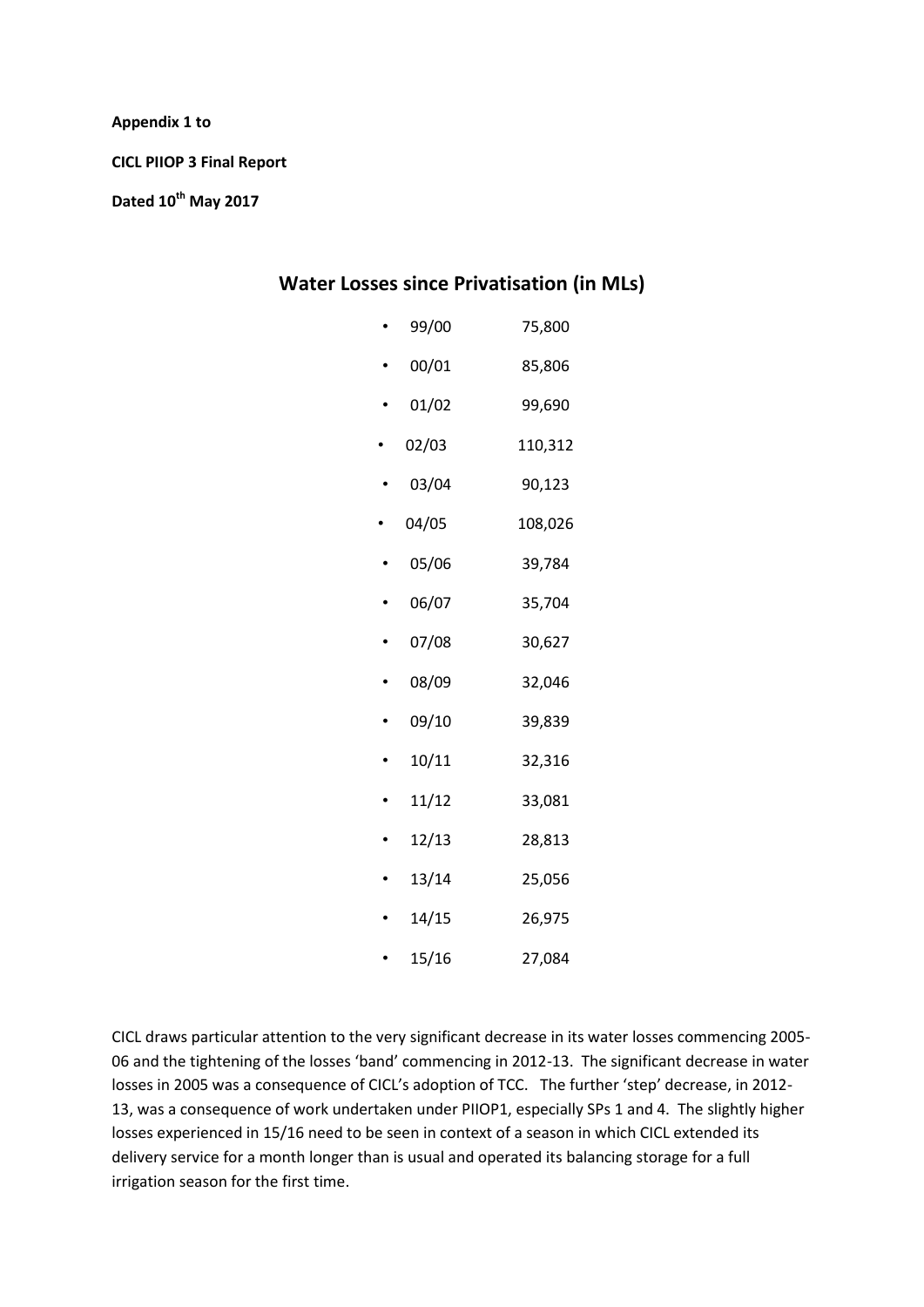**Appendix 1 to**

**CICL PIIOP 3 Final Report**

**Dated 10th May 2017**

## Water Losses since Privatisation (in MLs)

- 99/00 75,800
- 00/01 85,806
- 01/02 99,690
- 02/03 110,312
- 03/04 90,123
- 04/05 108,026
- 05/06 39,784
- 06/07 35,704
- 07/08 30,627
- 08/09 32,046
- 09/10 39,839
- 10/11 32,316
- 11/12 33,081
- 12/13 28,813
- 13/14 25,056
- 14/15 26,975
- 15/16 27,084

CICL draws particular attention to the very significant decrease in its water losses commencing 2005-06 and the tightening of the losses 'band' commencing in 2012-13. The significant decrease in water losses in 2005 was a consequence of CICL's adoption of TCC. The further 'step' decrease, in 2012-13, was a consequence of work undertaken under PIIOP1, especially SPs 1 and 4. The slightly higher losses experienced in 15/16 need to be seen in context of a season in which CICL extended its delivery service for a month longer than is usual and operated its balancing storage for a full irrigation season for the first time.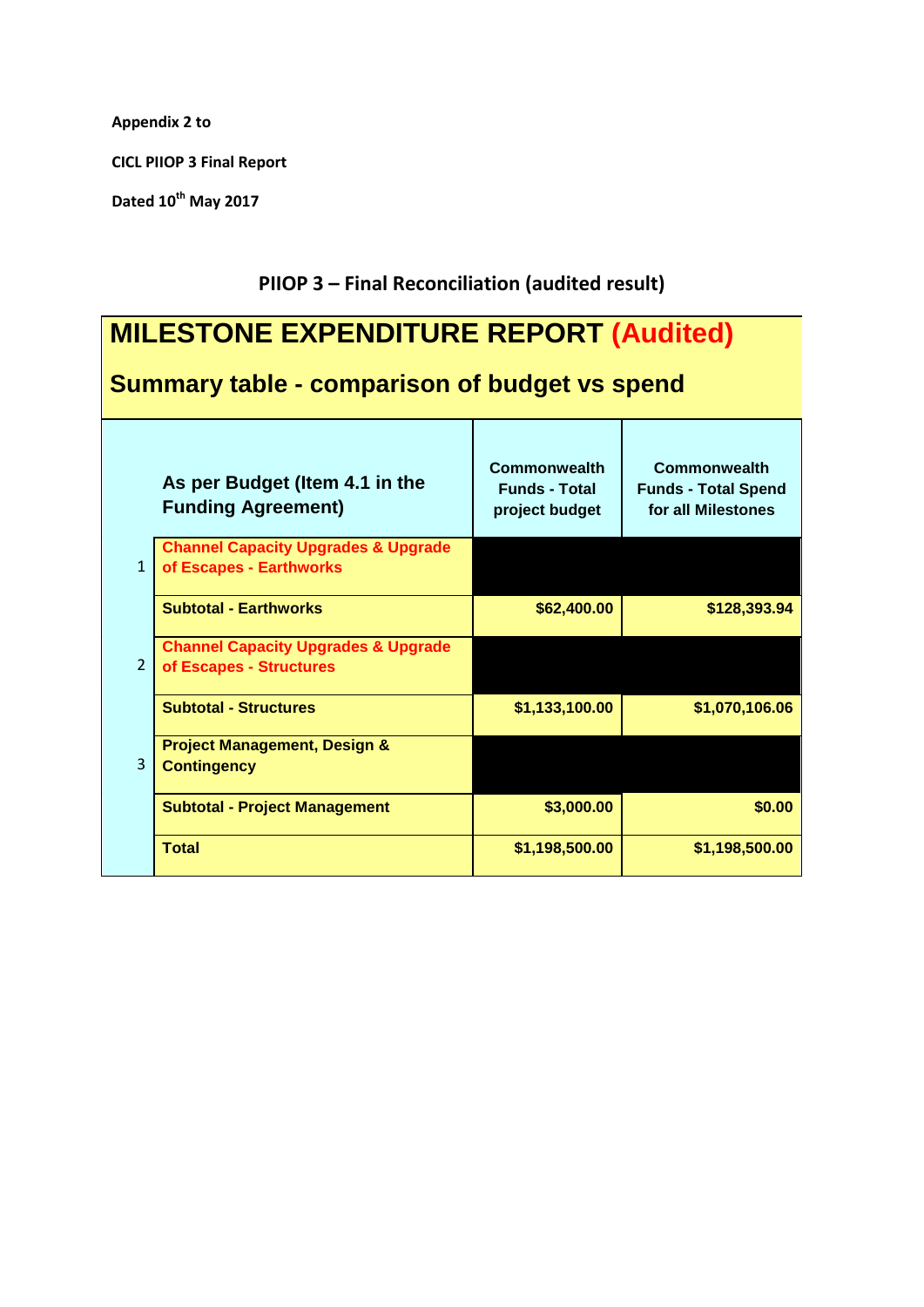**Appendix 2 to**

**CICL PIIOP 3 Final Report**

**Dated 10th May 2017**

## PIIOP 3 – Final Reconciliation (audited result)

# MILESTONE EXPENDITURE REPORT (Audited)

## Summary table - comparison of budget vs spend

| | As per Budget (Item 4.1 in the Funding Agreement) | Commonwealth Funds - Total project budget | Commonwealth Funds - Total Spend for all Milestones |
|---|---|---|---|
| 1 | **Channel Capacity Upgrades & Upgrade of Escapes - Earthworks** | | |
| | **Subtotal - Earthworks** | $62,400.00 | $128,393.94 |
| 2 | **Channel Capacity Upgrades & Upgrade of Escapes - Structures** | | |
| | **Subtotal - Structures** | $1,133,100.00 | $1,070,106.06 |
| 3 | **Project Management, Design & Contingency** | | |
| | **Subtotal - Project Management** | $3,000.00 | $0.00 |
| | **Total** | $1,198,500.00 | $1,198,500.00 |